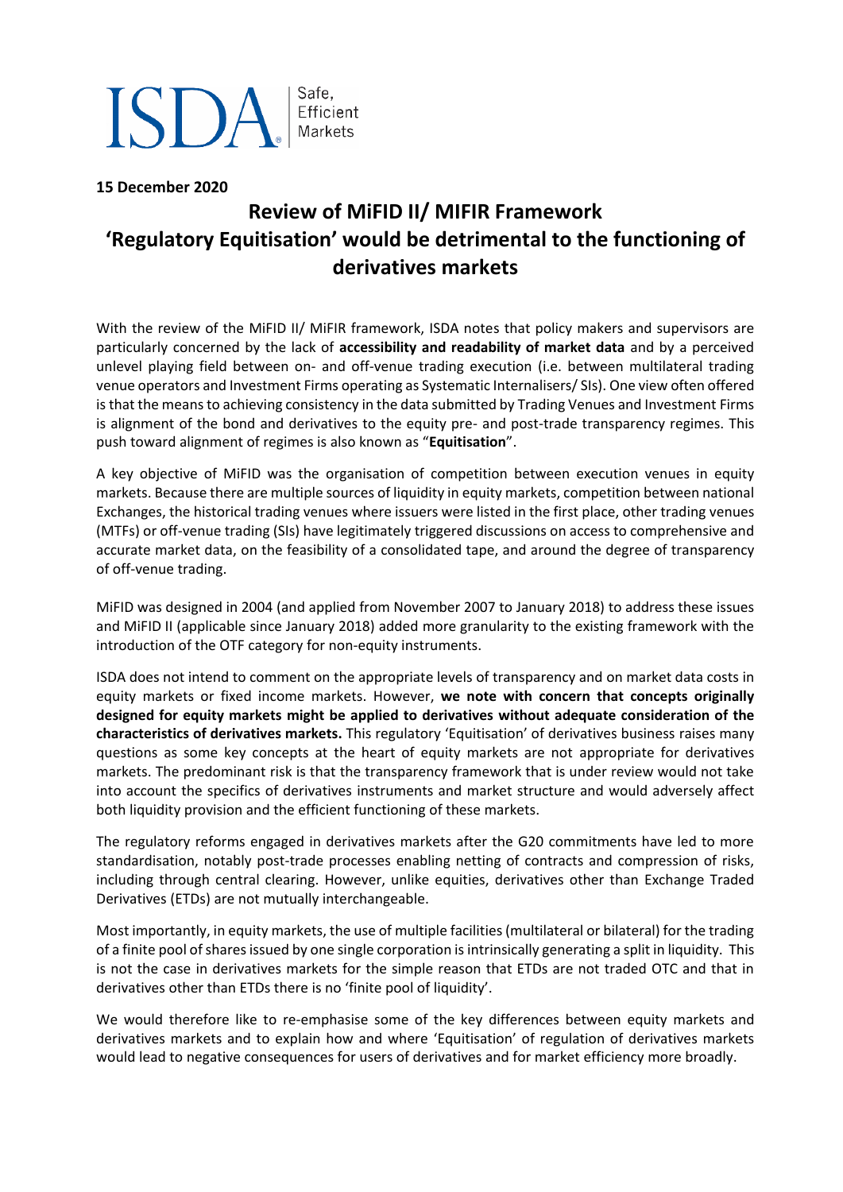ISDA Safe, Efficient Markets

**15 December 2020**

# Review of MiFID II/ MIFIR Framework
# 'Regulatory Equitisation' would be detrimental to the functioning of derivatives markets

With the review of the MiFID II/ MiFIR framework, ISDA notes that policy makers and supervisors are particularly concerned by the lack of **accessibility and readability of market data** and by a perceived unlevel playing field between on- and off-venue trading execution (i.e. between multilateral trading venue operators and Investment Firms operating as Systematic Internalisers/ SIs). One view often offered is that the means to achieving consistency in the data submitted by Trading Venues and Investment Firms is alignment of the bond and derivatives to the equity pre- and post-trade transparency regimes. This push toward alignment of regimes is also known as "**Equitisation**".

A key objective of MiFID was the organisation of competition between execution venues in equity markets. Because there are multiple sources of liquidity in equity markets, competition between national Exchanges, the historical trading venues where issuers were listed in the first place, other trading venues (MTFs) or off-venue trading (SIs) have legitimately triggered discussions on access to comprehensive and accurate market data, on the feasibility of a consolidated tape, and around the degree of transparency of off-venue trading.

MiFID was designed in 2004 (and applied from November 2007 to January 2018) to address these issues and MiFID II (applicable since January 2018) added more granularity to the existing framework with the introduction of the OTF category for non-equity instruments.

ISDA does not intend to comment on the appropriate levels of transparency and on market data costs in equity markets or fixed income markets. However, **we note with concern that concepts originally designed for equity markets might be applied to derivatives without adequate consideration of the characteristics of derivatives markets.** This regulatory 'Equitisation' of derivatives business raises many questions as some key concepts at the heart of equity markets are not appropriate for derivatives markets. The predominant risk is that the transparency framework that is under review would not take into account the specifics of derivatives instruments and market structure and would adversely affect both liquidity provision and the efficient functioning of these markets.

The regulatory reforms engaged in derivatives markets after the G20 commitments have led to more standardisation, notably post-trade processes enabling netting of contracts and compression of risks, including through central clearing. However, unlike equities, derivatives other than Exchange Traded Derivatives (ETDs) are not mutually interchangeable.

Most importantly, in equity markets, the use of multiple facilities (multilateral or bilateral) for the trading of a finite pool of shares issued by one single corporation is intrinsically generating a split in liquidity. This is not the case in derivatives markets for the simple reason that ETDs are not traded OTC and that in derivatives other than ETDs there is no 'finite pool of liquidity'.

We would therefore like to re-emphasise some of the key differences between equity markets and derivatives markets and to explain how and where 'Equitisation' of regulation of derivatives markets would lead to negative consequences for users of derivatives and for market efficiency more broadly.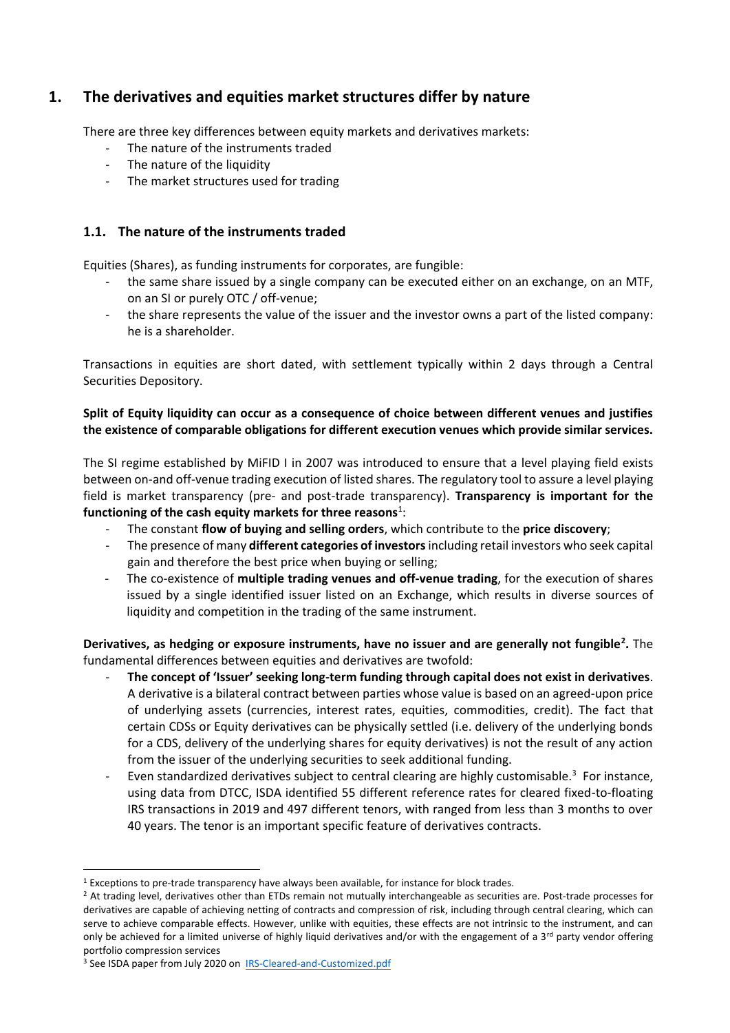# 1. The derivatives and equities market structures differ by nature

There are three key differences between equity markets and derivatives markets:

- The nature of the instruments traded
- The nature of the liquidity
- The market structures used for trading

## 1.1. The nature of the instruments traded

Equities (Shares), as funding instruments for corporates, are fungible:

- the same share issued by a single company can be executed either on an exchange, on an MTF, on an SI or purely OTC / off-venue;
- the share represents the value of the issuer and the investor owns a part of the listed company: he is a shareholder.

Transactions in equities are short dated, with settlement typically within 2 days through a Central Securities Depository.

**Split of Equity liquidity can occur as a consequence of choice between different venues and justifies the existence of comparable obligations for different execution venues which provide similar services.**

The SI regime established by MiFID I in 2007 was introduced to ensure that a level playing field exists between on-and off-venue trading execution of listed shares. The regulatory tool to assure a level playing field is market transparency (pre- and post-trade transparency). **Transparency is important for the functioning of the cash equity markets for three reasons**[1]:

- The constant **flow of buying and selling orders**, which contribute to the **price discovery**;
- The presence of many **different categories of investors** including retail investors who seek capital gain and therefore the best price when buying or selling;
- The co-existence of **multiple trading venues and off-venue trading**, for the execution of shares issued by a single identified issuer listed on an Exchange, which results in diverse sources of liquidity and competition in the trading of the same instrument.

**Derivatives, as hedging or exposure instruments, have no issuer and are generally not fungible[2].** The fundamental differences between equities and derivatives are twofold:

- **The concept of 'Issuer' seeking long-term funding through capital does not exist in derivatives**. A derivative is a bilateral contract between parties whose value is based on an agreed-upon price of underlying assets (currencies, interest rates, equities, commodities, credit). The fact that certain CDSs or Equity derivatives can be physically settled (i.e. delivery of the underlying bonds for a CDS, delivery of the underlying shares for equity derivatives) is not the result of any action from the issuer of the underlying securities to seek additional funding.
- Even standardized derivatives subject to central clearing are highly customisable.[3] For instance, using data from DTCC, ISDA identified 55 different reference rates for cleared fixed-to-floating IRS transactions in 2019 and 497 different tenors, with ranged from less than 3 months to over 40 years. The tenor is an important specific feature of derivatives contracts.

---

[1] Exceptions to pre-trade transparency have always been available, for instance for block trades.

[2] At trading level, derivatives other than ETDs remain not mutually interchangeable as securities are. Post-trade processes for derivatives are capable of achieving netting of contracts and compression of risk, including through central clearing, which can serve to achieve comparable effects. However, unlike with equities, these effects are not intrinsic to the instrument, and can only be achieved for a limited universe of highly liquid derivatives and/or with the engagement of a 3rd party vendor offering portfolio compression services

[3] See ISDA paper from July 2020 on IRS-Cleared-and-Customized.pdf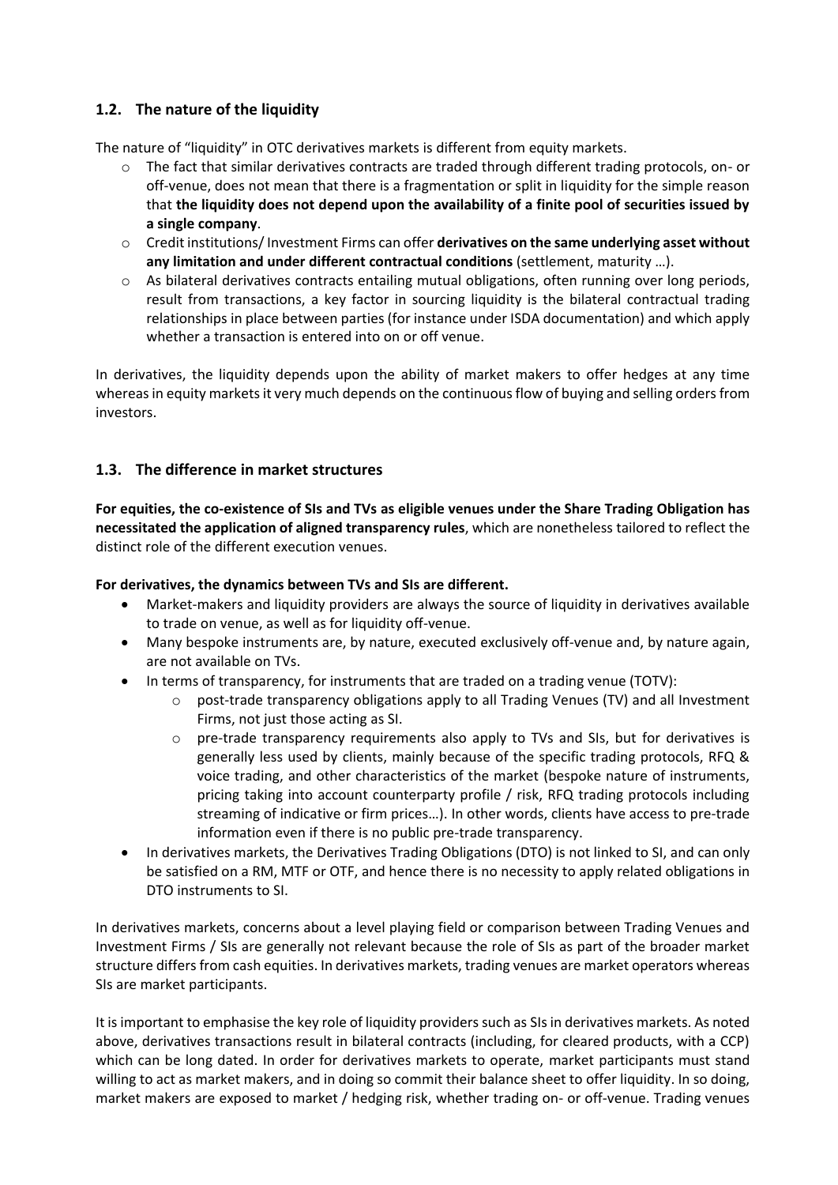## 1.2. The nature of the liquidity

The nature of "liquidity" in OTC derivatives markets is different from equity markets.

- The fact that similar derivatives contracts are traded through different trading protocols, on- or off-venue, does not mean that there is a fragmentation or split in liquidity for the simple reason that **the liquidity does not depend upon the availability of a finite pool of securities issued by a single company**.
- Credit institutions/ Investment Firms can offer **derivatives on the same underlying asset without any limitation and under different contractual conditions** (settlement, maturity …).
- As bilateral derivatives contracts entailing mutual obligations, often running over long periods, result from transactions, a key factor in sourcing liquidity is the bilateral contractual trading relationships in place between parties (for instance under ISDA documentation) and which apply whether a transaction is entered into on or off venue.

In derivatives, the liquidity depends upon the ability of market makers to offer hedges at any time whereas in equity markets it very much depends on the continuous flow of buying and selling orders from investors.

## 1.3. The difference in market structures

**For equities, the co-existence of SIs and TVs as eligible venues under the Share Trading Obligation has necessitated the application of aligned transparency rules**, which are nonetheless tailored to reflect the distinct role of the different execution venues.

**For derivatives, the dynamics between TVs and SIs are different.**

- Market-makers and liquidity providers are always the source of liquidity in derivatives available to trade on venue, as well as for liquidity off-venue.
- Many bespoke instruments are, by nature, executed exclusively off-venue and, by nature again, are not available on TVs.
- In terms of transparency, for instruments that are traded on a trading venue (TOTV):
  - post-trade transparency obligations apply to all Trading Venues (TV) and all Investment Firms, not just those acting as SI.
  - pre-trade transparency requirements also apply to TVs and SIs, but for derivatives is generally less used by clients, mainly because of the specific trading protocols, RFQ & voice trading, and other characteristics of the market (bespoke nature of instruments, pricing taking into account counterparty profile / risk, RFQ trading protocols including streaming of indicative or firm prices…). In other words, clients have access to pre-trade information even if there is no public pre-trade transparency.
- In derivatives markets, the Derivatives Trading Obligations (DTO) is not linked to SI, and can only be satisfied on a RM, MTF or OTF, and hence there is no necessity to apply related obligations in DTO instruments to SI.

In derivatives markets, concerns about a level playing field or comparison between Trading Venues and Investment Firms / SIs are generally not relevant because the role of SIs as part of the broader market structure differs from cash equities. In derivatives markets, trading venues are market operators whereas SIs are market participants.

It is important to emphasise the key role of liquidity providers such as SIs in derivatives markets. As noted above, derivatives transactions result in bilateral contracts (including, for cleared products, with a CCP) which can be long dated. In order for derivatives markets to operate, market participants must stand willing to act as market makers, and in doing so commit their balance sheet to offer liquidity. In so doing, market makers are exposed to market / hedging risk, whether trading on- or off-venue. Trading venues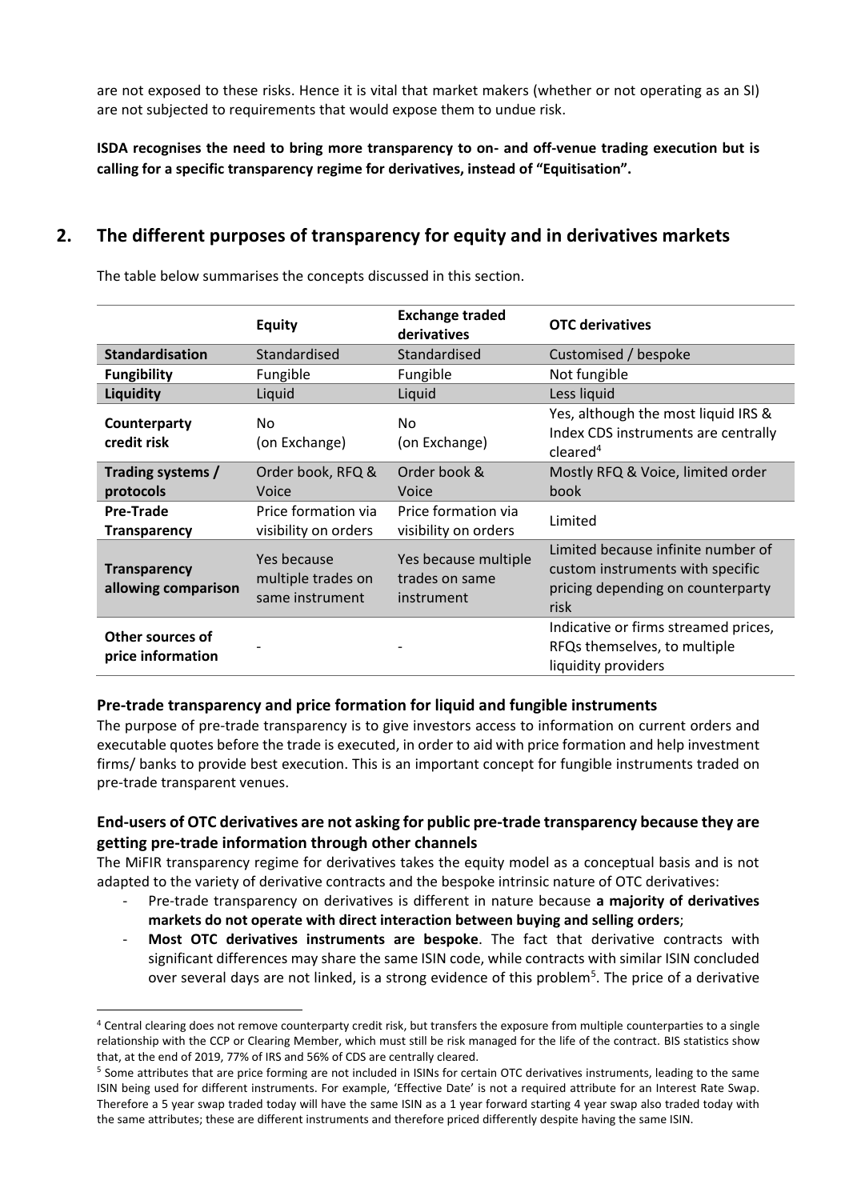are not exposed to these risks. Hence it is vital that market makers (whether or not operating as an SI) are not subjected to requirements that would expose them to undue risk.

**ISDA recognises the need to bring more transparency to on- and off-venue trading execution but is calling for a specific transparency regime for derivatives, instead of "Equitisation".**

## 2. The different purposes of transparency for equity and in derivatives markets

The table below summarises the concepts discussed in this section.

| | Equity | Exchange traded derivatives | OTC derivatives |
|---|---|---|---|
| **Standardisation** | Standardised | Standardised | Customised / bespoke |
| **Fungibility** | Fungible | Fungible | Not fungible |
| **Liquidity** | Liquid | Liquid | Less liquid |
| **Counterparty credit risk** | No (on Exchange) | No (on Exchange) | Yes, although the most liquid IRS & Index CDS instruments are centrally cleared[4] |
| **Trading systems / protocols** | Order book, RFQ & Voice | Order book & Voice | Mostly RFQ & Voice, limited order book |
| **Pre-Trade Transparency** | Price formation via visibility on orders | Price formation via visibility on orders | Limited |
| **Transparency allowing comparison** | Yes because multiple trades on same instrument | Yes because multiple trades on same instrument | Limited because infinite number of custom instruments with specific pricing depending on counterparty risk |
| **Other sources of price information** | - | - | Indicative or firms streamed prices, RFQs themselves, to multiple liquidity providers |

### Pre-trade transparency and price formation for liquid and fungible instruments

The purpose of pre-trade transparency is to give investors access to information on current orders and executable quotes before the trade is executed, in order to aid with price formation and help investment firms/ banks to provide best execution. This is an important concept for fungible instruments traded on pre-trade transparent venues.

### End-users of OTC derivatives are not asking for public pre-trade transparency because they are getting pre-trade information through other channels

The MiFIR transparency regime for derivatives takes the equity model as a conceptual basis and is not adapted to the variety of derivative contracts and the bespoke intrinsic nature of OTC derivatives:

- Pre-trade transparency on derivatives is different in nature because **a majority of derivatives markets do not operate with direct interaction between buying and selling orders**;
- **Most OTC derivatives instruments are bespoke**. The fact that derivative contracts with significant differences may share the same ISIN code, while contracts with similar ISIN concluded over several days are not linked, is a strong evidence of this problem[5]. The price of a derivative

[4] Central clearing does not remove counterparty credit risk, but transfers the exposure from multiple counterparties to a single relationship with the CCP or Clearing Member, which must still be risk managed for the life of the contract. BIS statistics show that, at the end of 2019, 77% of IRS and 56% of CDS are centrally cleared.

[5] Some attributes that are price forming are not included in ISINs for certain OTC derivatives instruments, leading to the same ISIN being used for different instruments. For example, 'Effective Date' is not a required attribute for an Interest Rate Swap. Therefore a 5 year swap traded today will have the same ISIN as a 1 year forward starting 4 year swap also traded today with the same attributes; these are different instruments and therefore priced differently despite having the same ISIN.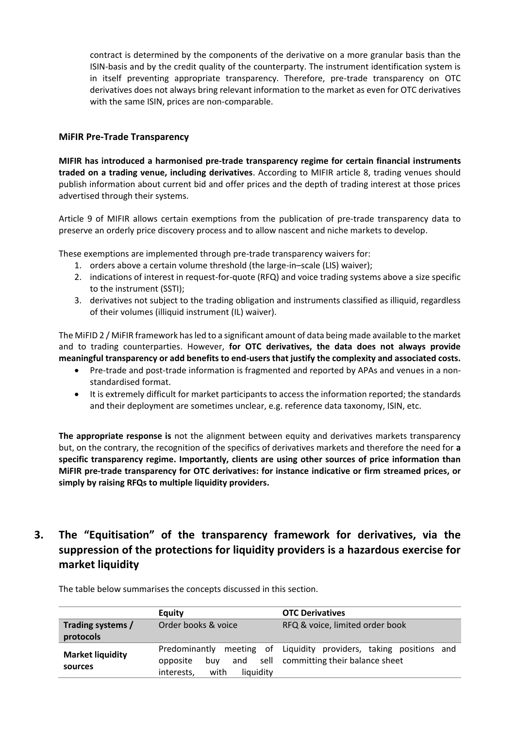contract is determined by the components of the derivative on a more granular basis than the ISIN-basis and by the credit quality of the counterparty. The instrument identification system is in itself preventing appropriate transparency. Therefore, pre-trade transparency on OTC derivatives does not always bring relevant information to the market as even for OTC derivatives with the same ISIN, prices are non-comparable.

**MiFIR Pre-Trade Transparency**

**MIFIR has introduced a harmonised pre-trade transparency regime for certain financial instruments traded on a trading venue, including derivatives**. According to MIFIR article 8, trading venues should publish information about current bid and offer prices and the depth of trading interest at those prices advertised through their systems.

Article 9 of MIFIR allows certain exemptions from the publication of pre-trade transparency data to preserve an orderly price discovery process and to allow nascent and niche markets to develop.

These exemptions are implemented through pre-trade transparency waivers for:

1. orders above a certain volume threshold (the large-in–scale (LIS) waiver);
2. indications of interest in request-for-quote (RFQ) and voice trading systems above a size specific to the instrument (SSTI);
3. derivatives not subject to the trading obligation and instruments classified as illiquid, regardless of their volumes (illiquid instrument (IL) waiver).

The MiFID 2 / MiFIR framework has led to a significant amount of data being made available to the market and to trading counterparties. However, **for OTC derivatives, the data does not always provide meaningful transparency or add benefits to end-users that justify the complexity and associated costs.**

- Pre-trade and post-trade information is fragmented and reported by APAs and venues in a non-standardised format.
- It is extremely difficult for market participants to access the information reported; the standards and their deployment are sometimes unclear, e.g. reference data taxonomy, ISIN, etc.

**The appropriate response is** not the alignment between equity and derivatives markets transparency but, on the contrary, the recognition of the specifics of derivatives markets and therefore the need for **a specific transparency regime. Importantly, clients are using other sources of price information than MiFIR pre-trade transparency for OTC derivatives: for instance indicative or firm streamed prices, or simply by raising RFQs to multiple liquidity providers.**

## 3. The "Equitisation" of the transparency framework for derivatives, via the suppression of the protections for liquidity providers is a hazardous exercise for market liquidity

The table below summarises the concepts discussed in this section.

| | Equity | OTC Derivatives |
|---|---|---|
| **Trading systems / protocols** | Order books & voice | RFQ & voice, limited order book |
| **Market liquidity sources** | Predominantly meeting of opposite buy and sell interests, with liquidity | Liquidity providers, taking positions and committing their balance sheet |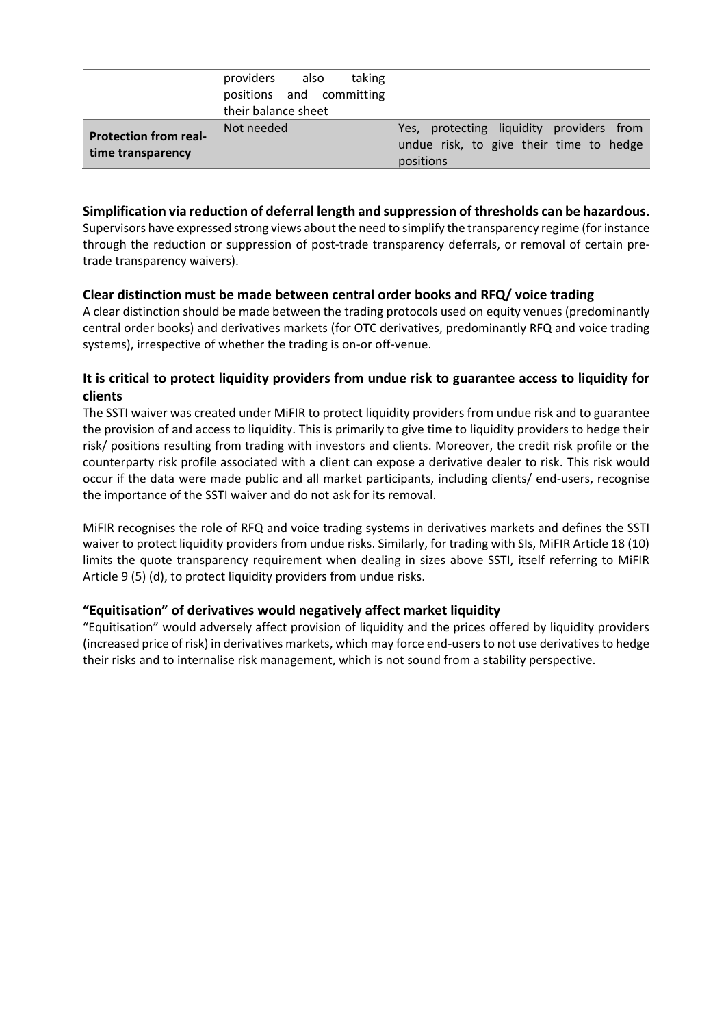| | | |
|---|---|---|
| | providers also taking positions and committing their balance sheet | |
| **Protection from real-time transparency** | Not needed | Yes, protecting liquidity providers from undue risk, to give their time to hedge positions |

**Simplification via reduction of deferral length and suppression of thresholds can be hazardous.**
Supervisors have expressed strong views about the need to simplify the transparency regime (for instance through the reduction or suppression of post-trade transparency deferrals, or removal of certain pre-trade transparency waivers).

**Clear distinction must be made between central order books and RFQ/ voice trading**
A clear distinction should be made between the trading protocols used on equity venues (predominantly central order books) and derivatives markets (for OTC derivatives, predominantly RFQ and voice trading systems), irrespective of whether the trading is on-or off-venue.

**It is critical to protect liquidity providers from undue risk to guarantee access to liquidity for clients**
The SSTI waiver was created under MiFIR to protect liquidity providers from undue risk and to guarantee the provision of and access to liquidity. This is primarily to give time to liquidity providers to hedge their risk/ positions resulting from trading with investors and clients. Moreover, the credit risk profile or the counterparty risk profile associated with a client can expose a derivative dealer to risk. This risk would occur if the data were made public and all market participants, including clients/ end-users, recognise the importance of the SSTI waiver and do not ask for its removal.

MiFIR recognises the role of RFQ and voice trading systems in derivatives markets and defines the SSTI waiver to protect liquidity providers from undue risks. Similarly, for trading with SIs, MiFIR Article 18 (10) limits the quote transparency requirement when dealing in sizes above SSTI, itself referring to MiFIR Article 9 (5) (d), to protect liquidity providers from undue risks.

**"Equitisation" of derivatives would negatively affect market liquidity**
"Equitisation" would adversely affect provision of liquidity and the prices offered by liquidity providers (increased price of risk) in derivatives markets, which may force end-users to not use derivatives to hedge their risks and to internalise risk management, which is not sound from a stability perspective.